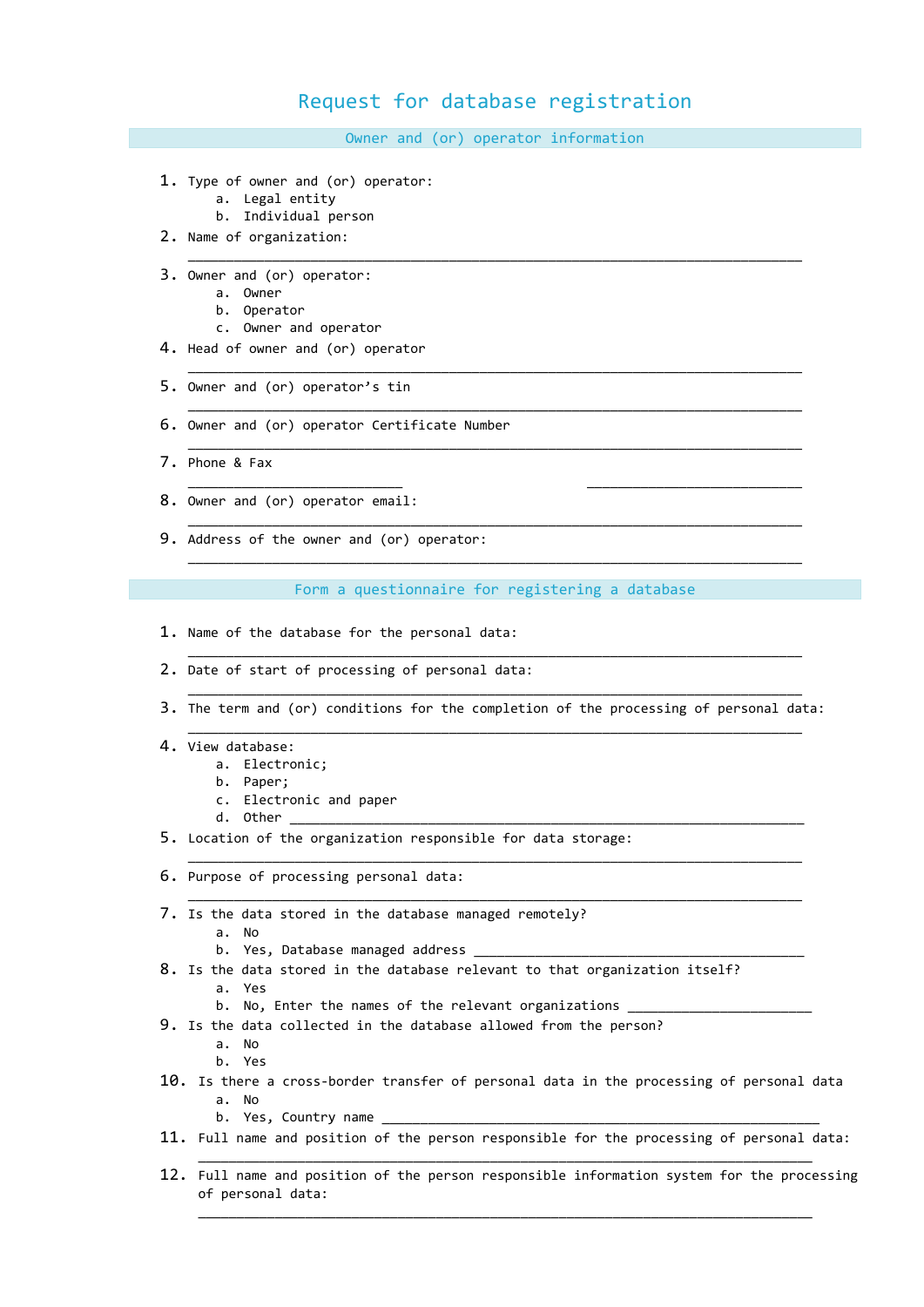# Request for database registration

## Owner and (or) operator information

1. Type of owner and (or) operator:
    a. Legal entity
    b. Individual person
2. Name of organization:

    ______________________________________________________________________________

3. Owner and (or) operator:
    a. Owner
    b. Operator
    c. Owner and operator
4. Head of owner and (or) operator

    ______________________________________________________________________________

5. Owner and (or) operator's tin

    ______________________________________________________________________________

6. Owner and (or) operator Certificate Number

    ______________________________________________________________________________

7. Phone & Fax

    ___________________________                    ___________________________

8. Owner and (or) operator email:

    ______________________________________________________________________________

9. Address of the owner and (or) operator:

    ______________________________________________________________________________

## Form a questionnaire for registering a database

1. Name of the database for the personal data:

    ______________________________________________________________________________

2. Date of start of processing of personal data:

    ______________________________________________________________________________

3. The term and (or) conditions for the completion of the processing of personal data:

    ______________________________________________________________________________

4. View database:
    a. Electronic;
    b. Paper;
    c. Electronic and paper
    d. Other ____________________________________________________________________
5. Location of the organization responsible for data storage:

    ______________________________________________________________________________

6. Purpose of processing personal data:

    ______________________________________________________________________________

7. Is the data stored in the database managed remotely?
    a. No
    b. Yes, Database managed address _____________________________________________
8. Is the data stored in the database relevant to that organization itself?
    a. Yes
    b. No, Enter the names of the relevant organizations _________________________
9. Is the data collected in the database allowed from the person?
    a. No
    b. Yes
10. Is there a cross-border transfer of personal data in the processing of personal data
    a. No
    b. Yes, Country name _______________________________________________________
11. Full name and position of the person responsible for the processing of personal data:

    ______________________________________________________________________________

12. Full name and position of the person responsible information system for the processing of personal data:

    ______________________________________________________________________________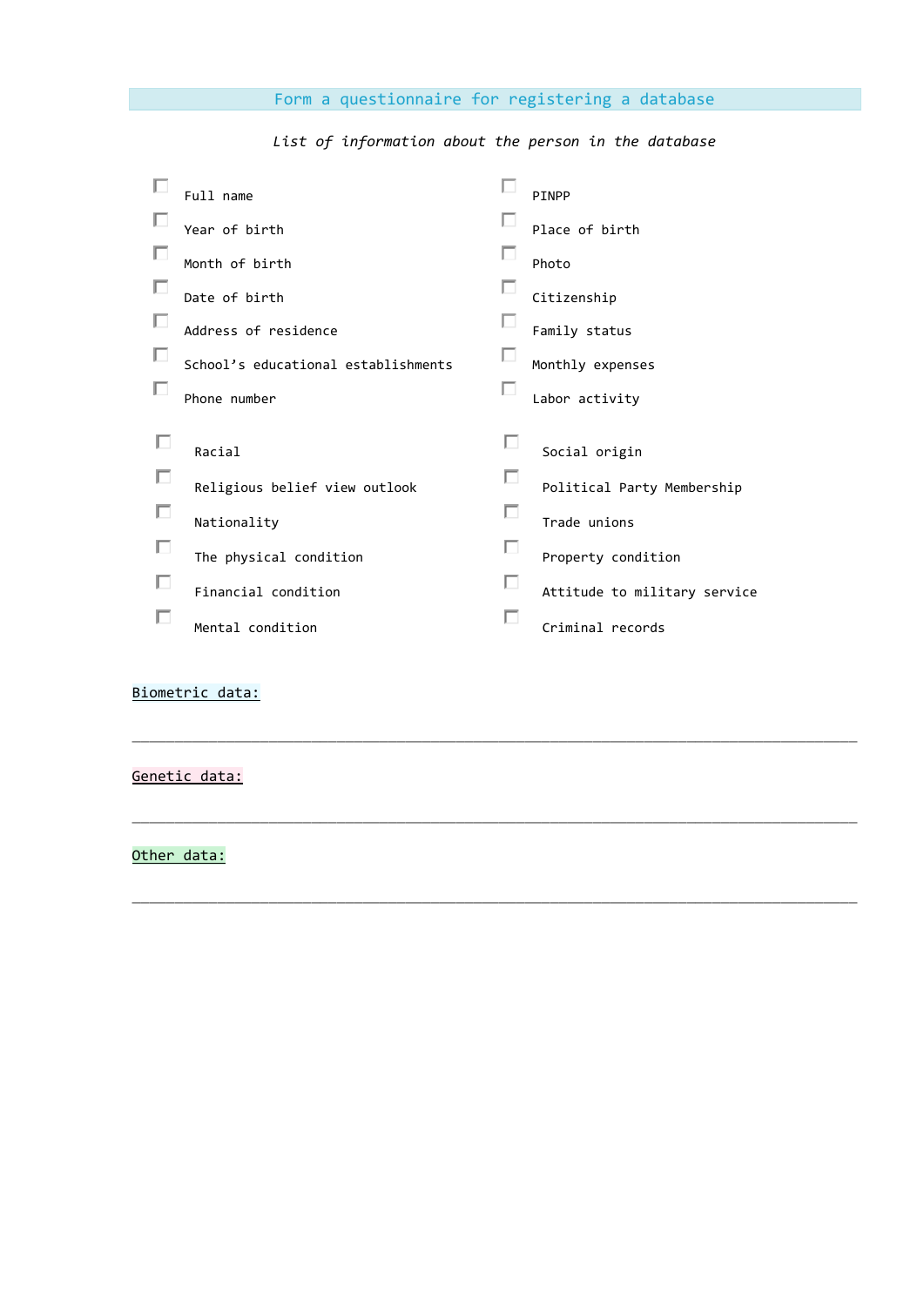## Form a questionnaire for registering a database

*List of information about the person in the database*

- ☐ Full name
- ☐ Year of birth
- ☐ Month of birth
- ☐ Date of birth
- ☐ Address of residence
- ☐ School’s educational establishments
- ☐ Phone number
- ☐ PINPP
- ☐ Place of birth
- ☐ Photo
- ☐ Citizenship
- ☐ Family status
- ☐ Monthly expenses
- ☐ Labor activity

- ☐ Racial
- ☐ Religious belief view outlook
- ☐ Nationality
- ☐ The physical condition
- ☐ Financial condition
- ☐ Mental condition
- ☐ Social origin
- ☐ Political Party Membership
- ☐ Trade unions
- ☐ Property condition
- ☐ Attitude to military service
- ☐ Criminal records

Biometric data:

___________________________________________________________________________________

Genetic data:

___________________________________________________________________________________

Other data:

___________________________________________________________________________________